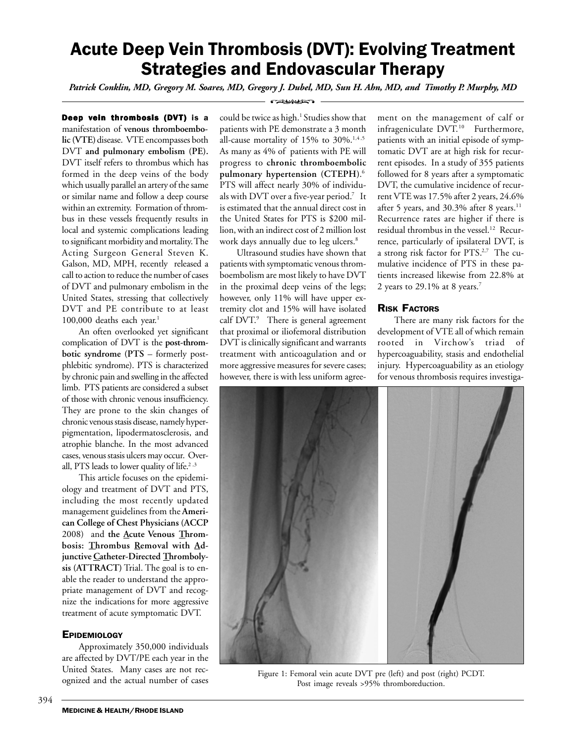# Acute Deep Vein Thrombosis (DVT): Evolving Treatment Strategies and Endovascular Therapy

*Patrick Conklin, MD, Gregory M. Soares, MD, Gregory J. Dubel, MD, Sun H. Ahn, MD, and Timothy P. Murphy, MD*

**Deep vein thrombosis (DVT) is a** manifestation of **venous thromboembolic (VTE)** disease. VTE encompasses both DVT **and pulmonary embolism (PE).** DVT itself refers to thrombus which has formed in the deep veins of the body which usually parallel an artery of the same or similar name and follow a deep course within an extremity. Formation of thrombus in these vessels frequently results in local and systemic complications leading to significant morbidity and mortality. The Acting Surgeon General Steven K. Galson, MD, MPH, recently released a call to action to reduce the number of cases of DVT and pulmonary embolism in the United States, stressing that collectively DVT and PE contribute to at least 100,000 deaths each year.[1]

An often overlooked yet significant complication of DVT is the **post-thrombotic syndrome (PTS** – formerly post-phlebitic syndrome). PTS is characterized by chronic pain and swelling in the affected limb. PTS patients are considered a subset of those with chronic venous insufficiency. They are prone to the skin changes of chronic venous stasis disease, namely hyperpigmentation, lipodermatosclerosis, and atrophie blanche. In the most advanced cases, venous stasis ulcers may occur. Overall, PTS leads to lower quality of life.[2,3]

This article focuses on the epidemiology and treatment of DVT and PTS, including the most recently updated management guidelines from the **American College of Chest Physicians (ACCP** 2008) and **the Acute Venous Thrombosis: Thrombus Removal with Adjunctive Catheter-Directed Thrombolysis (ATTRACT)** Trial. The goal is to enable the reader to understand the appropriate management of DVT and recognize the indications for more aggressive treatment of acute symptomatic DVT.

## Epidemiology

Approximately 350,000 individuals are affected by DVT/PE each year in the United States. Many cases are not recognized and the actual number of cases could be twice as high.[1] Studies show that patients with PE demonstrate a 3 month all-cause mortality of 15% to 30%.[1,4,5] As many as 4% of patients with PE will progress to **chronic thromboembolic pulmonary hypertension (CTEPH)**.[6] PTS will affect nearly 30% of individuals with DVT over a five-year period.[7] It is estimated that the annual direct cost in the United States for PTS is $200 million, with an indirect cost of 2 million lost work days annually due to leg ulcers.[8]

Ultrasound studies have shown that patients with symptomatic venous thromboembolism are most likely to have DVT in the proximal deep veins of the legs; however, only 11% will have upper extremity clot and 15% will have isolated calf DVT.[9] There is general agreement that proximal or iliofemoral distribution DVT is clinically significant and warrants treatment with anticoagulation and or more aggressive measures for severe cases; however, there is with less uniform agreement on the management of calf or infrageniculate DVT.[10] Furthermore, patients with an initial episode of symptomatic DVT are at high risk for recurrent episodes. In a study of 355 patients followed for 8 years after a symptomatic DVT, the cumulative incidence of recurrent VTE was 17.5% after 2 years, 24.6% after 5 years, and 30.3% after 8 years.[11] Recurrence rates are higher if there is residual thrombus in the vessel.[12] Recurrence, particularly of ipsilateral DVT, is a strong risk factor for PTS.[2,7] The cumulative incidence of PTS in these patients increased likewise from 22.8% at 2 years to 29.1% at 8 years.[7]

## Risk Factors

There are many risk factors for the development of VTE all of which remain rooted in Virchow's triad of hypercoaguability, stasis and endothelial injury. Hypercoaguability as an etiology for venous thrombosis requires investiga-

Figure 1: Femoral vein acute DVT pre (left) and post (right) PCDT. Post image reveals >95% thromboreduction.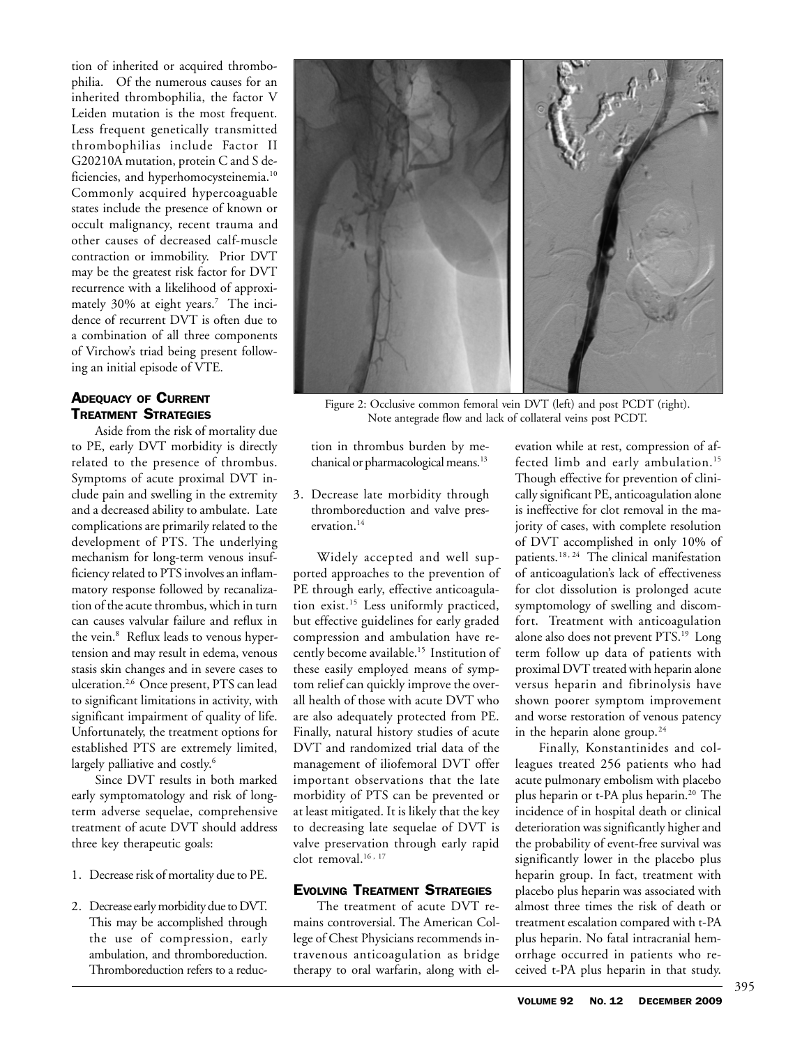tion of inherited or acquired thrombophilia. Of the numerous causes for an inherited thrombophilia, the factor V Leiden mutation is the most frequent. Less frequent genetically transmitted thrombophilias include Factor II G20210A mutation, protein C and S deficiencies, and hyperhomocysteinemia.[10] Commonly acquired hypercoaguable states include the presence of known or occult malignancy, recent trauma and other causes of decreased calf-muscle contraction or immobility. Prior DVT may be the greatest risk factor for DVT recurrence with a likelihood of approximately 30% at eight years.[7] The incidence of recurrent DVT is often due to a combination of all three components of Virchow's triad being present following an initial episode of VTE.

## Adequacy of Current Treatment Strategies

Aside from the risk of mortality due to PE, early DVT morbidity is directly related to the presence of thrombus. Symptoms of acute proximal DVT include pain and swelling in the extremity and a decreased ability to ambulate. Late complications are primarily related to the development of PTS. The underlying mechanism for long-term venous insufficiency related to PTS involves an inflammatory response followed by recanalization of the acute thrombus, which in turn can causes valvular failure and reflux in the vein.[8] Reflux leads to venous hypertension and may result in edema, venous stasis skin changes and in severe cases to ulceration.[2,6] Once present, PTS can lead to significant limitations in activity, with significant impairment of quality of life. Unfortunately, the treatment options for established PTS are extremely limited, largely palliative and costly.[6]

Since DVT results in both marked early symptomatology and risk of long-term adverse sequelae, comprehensive treatment of acute DVT should address three key therapeutic goals:

1. Decrease risk of mortality due to PE.
2. Decrease early morbidity due to DVT. This may be accomplished through the use of compression, early ambulation, and thromboreduction. Thromboreduction refers to a reduction in thrombus burden by mechanical or pharmacological means.[13]
3. Decrease late morbidity through thromboreduction and valve preservation.[14]

Figure 2: Occlusive common femoral vein DVT (left) and post PCDT (right). Note antegrade flow and lack of collateral veins post PCDT.

Widely accepted and well supported approaches to the prevention of PE through early, effective anticoagulation exist.[15] Less uniformly practiced, but effective guidelines for early graded compression and ambulation have recently become available.[15] Institution of these easily employed means of symptom relief can quickly improve the overall health of those with acute DVT who are also adequately protected from PE. Finally, natural history studies of acute DVT and randomized trial data of the management of iliofemoral DVT offer important observations that the late morbidity of PTS can be prevented or at least mitigated. It is likely that the key to decreasing late sequelae of DVT is valve preservation through early rapid clot removal.[16,17]

## Evolving Treatment Strategies

The treatment of acute DVT remains controversial. The American College of Chest Physicians recommends intravenous anticoagulation as bridge therapy to oral warfarin, along with elevation while at rest, compression of affected limb and early ambulation.[15] Though effective for prevention of clinically significant PE, anticoagulation alone is ineffective for clot removal in the majority of cases, with complete resolution of DVT accomplished in only 10% of patients.[18,24] The clinical manifestation of anticoagulation's lack of effectiveness for clot dissolution is prolonged acute symptomology of swelling and discomfort. Treatment with anticoagulation alone also does not prevent PTS.[19] Long term follow up data of patients with proximal DVT treated with heparin alone versus heparin and fibrinolysis have shown poorer symptom improvement and worse restoration of venous patency in the heparin alone group.[24]

Finally, Konstantinides and colleagues treated 256 patients who had acute pulmonary embolism with placebo plus heparin or t-PA plus heparin.[20] The incidence of in hospital death or clinical deterioration was significantly higher and the probability of event-free survival was significantly lower in the placebo plus heparin group. In fact, treatment with placebo plus heparin was associated with almost three times the risk of death or treatment escalation compared with t-PA plus heparin. No fatal intracranial hemorrhage occurred in patients who received t-PA plus heparin in that study.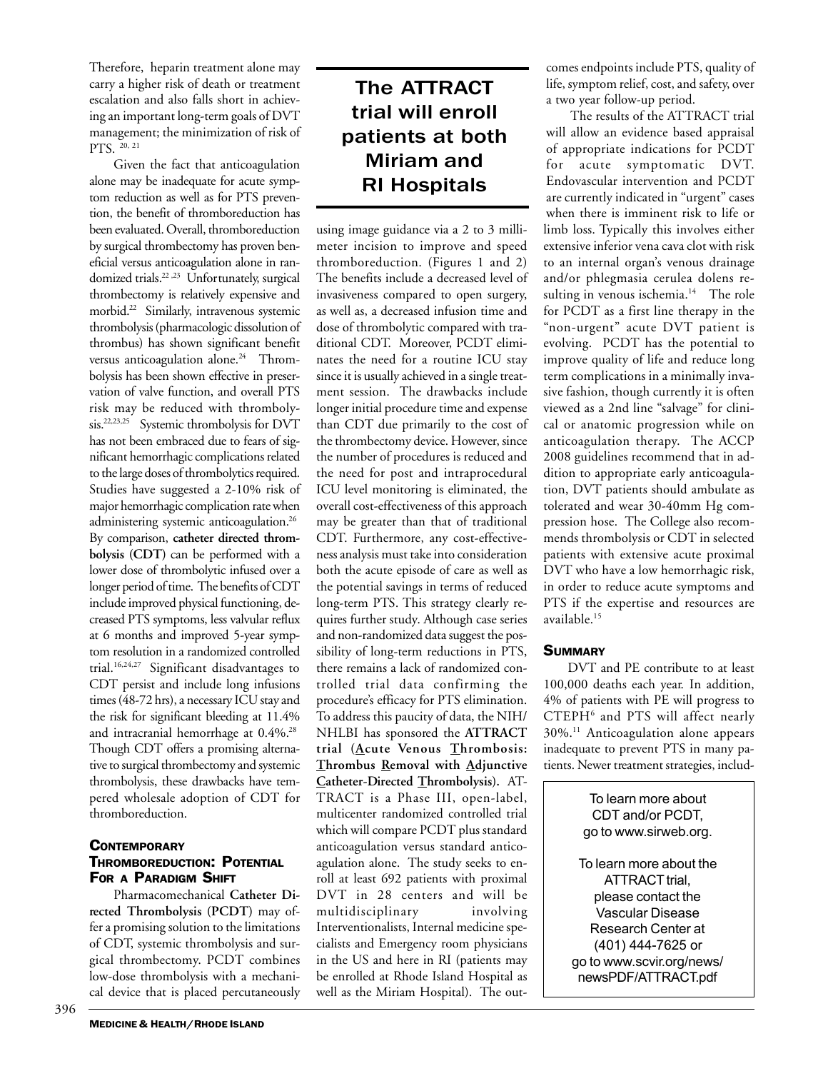Therefore, heparin treatment alone may carry a higher risk of death or treatment escalation and also falls short in achieving an important long-term goals of DVT management; the minimization of risk of PTS. [20, 21]

Given the fact that anticoagulation alone may be inadequate for acute symptom reduction as well as for PTS prevention, the benefit of thromboreduction has been evaluated. Overall, thromboreduction by surgical thrombectomy has proven beneficial versus anticoagulation alone in randomized trials.[22, 23] Unfortunately, surgical thrombectomy is relatively expensive and morbid.[22] Similarly, intravenous systemic thrombolysis (pharmacologic dissolution of thrombus) has shown significant benefit versus anticoagulation alone.[24] Thrombolysis has been shown effective in preservation of valve function, and overall PTS risk may be reduced with thrombolysis.[22,23,25] Systemic thrombolysis for DVT has not been embraced due to fears of significant hemorrhagic complications related to the large doses of thrombolytics required. Studies have suggested a 2-10% risk of major hemorrhagic complication rate when administering systemic anticoagulation.[26] By comparison, **catheter directed thrombolysis (CDT)** can be performed with a lower dose of thrombolytic infused over a longer period of time. The benefits of CDT include improved physical functioning, decreased PTS symptoms, less valvular reflux at 6 months and improved 5-year symptom resolution in a randomized controlled trial.[16,24,27] Significant disadvantages to CDT persist and include long infusions times (48-72 hrs), a necessary ICU stay and the risk for significant bleeding at 11.4% and intracranial hemorrhage at 0.4%.[28] Though CDT offers a promising alternative to surgical thrombectomy and systemic thrombolysis, these drawbacks have tempered wholesale adoption of CDT for thromboreduction.

## Contemporary Thromboreduction: Potential for a Paradigm Shift

Pharmacomechanical **Catheter Directed Thrombolysis (PCDT)** may offer a promising solution to the limitations of CDT, systemic thrombolysis and surgical thrombectomy. PCDT combines low-dose thrombolysis with a mechanical device that is placed percutaneously using image guidance via a 2 to 3 millimeter incision to improve and speed thromboreduction. (Figures 1 and 2) The benefits include a decreased level of invasiveness compared to open surgery, as well as, a decreased infusion time and dose of thrombolytic compared with traditional CDT. Moreover, PCDT eliminates the need for a routine ICU stay since it is usually achieved in a single treatment session. The drawbacks include longer initial procedure time and expense than CDT due primarily to the cost of the thrombectomy device. However, since the number of procedures is reduced and the need for post and intraprocedural ICU level monitoring is eliminated, the overall cost-effectiveness of this approach may be greater than that of traditional CDT. Furthermore, any cost-effectiveness analysis must take into consideration both the acute episode of care as well as the potential savings in terms of reduced long-term PTS. This strategy clearly requires further study. Although case series and non-randomized data suggest the possibility of long-term reductions in PTS, there remains a lack of randomized controlled trial data confirming the procedure's efficacy for PTS elimination. To address this paucity of data, the NIH/NHLBI has sponsored the **ATTRACT trial (Acute Venous Thrombosis: Thrombus Removal with Adjunctive Catheter-Directed Thrombolysis).** ATTRACT is a Phase III, open-label, multicenter randomized controlled trial which will compare PCDT plus standard anticoagulation versus standard anticoagulation alone. The study seeks to enroll at least 692 patients with proximal DVT in 28 centers and will be multidisciplinary involving Interventionalists, Internal medicine specialists and Emergency room physicians in the US and here in RI (patients may be enrolled at Rhode Island Hospital as well as the Miriam Hospital). The outcomes endpoints include PTS, quality of life, symptom relief, cost, and safety, over a two year follow-up period.

**The ATTRACT trial will enroll patients at both Miriam and RI Hospitals**

The results of the ATTRACT trial will allow an evidence based appraisal of appropriate indications for PCDT for acute symptomatic DVT. Endovascular intervention and PCDT are currently indicated in "urgent" cases when there is imminent risk to life or limb loss. Typically this involves either extensive inferior vena cava clot with risk to an internal organ's venous drainage and/or phlegmasia cerulea dolens resulting in venous ischemia.[14] The role for PCDT as a first line therapy in the "non-urgent" acute DVT patient is evolving. PCDT has the potential to improve quality of life and reduce long term complications in a minimally invasive fashion, though currently it is often viewed as a 2nd line "salvage" for clinical or anatomic progression while on anticoagulation therapy. The ACCP 2008 guidelines recommend that in addition to appropriate early anticoagulation, DVT patients should ambulate as tolerated and wear 30-40mm Hg compression hose. The College also recommends thrombolysis or CDT in selected patients with extensive acute proximal DVT who have a low hemorrhagic risk, in order to reduce acute symptoms and PTS if the expertise and resources are available.[15]

## Summary

DVT and PE contribute to at least 100,000 deaths each year. In addition, 4% of patients with PE will progress to CTEPH[6] and PTS will affect nearly 30%.[11] Anticoagulation alone appears inadequate to prevent PTS in many patients. Newer treatment strategies, includ-

To learn more about CDT and/or PCDT, go to www.sirweb.org.

To learn more about the ATTRACT trial, please contact the Vascular Disease Research Center at (401) 444-7625 or go to www.scvir.org/news/newsPDF/ATTRACT.pdf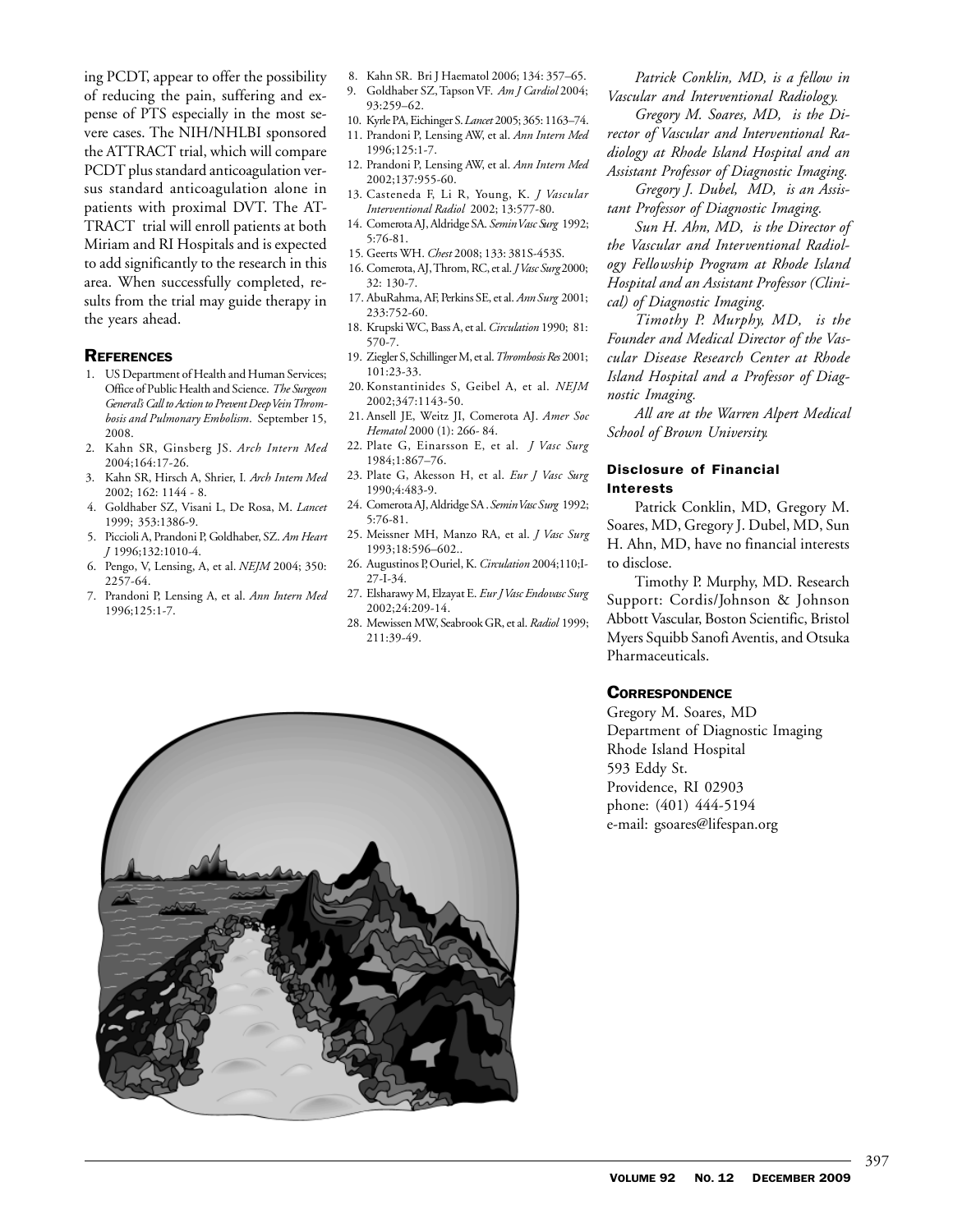ing PCDT, appear to offer the possibility of reducing the pain, suffering and expense of PTS especially in the most severe cases. The NIH/NHLBI sponsored the ATTRACT trial, which will compare PCDT plus standard anticoagulation versus standard anticoagulation alone in patients with proximal DVT. The ATTRACT trial will enroll patients at both Miriam and RI Hospitals and is expected to add significantly to the research in this area. When successfully completed, results from the trial may guide therapy in the years ahead.

## References

1. US Department of Health and Human Services; Office of Public Health and Science. *The Surgeon General's Call to Action to Prevent Deep Vein Thrombosis and Pulmonary Embolism*. September 15, 2008.
2. Kahn SR, Ginsberg JS. *Arch Intern Med* 2004;164:17-26.
3. Kahn SR, Hirsch A, Shrier, I. *Arch Intern Med* 2002; 162: 1144 - 8.
4. Goldhaber SZ, Visani L, De Rosa, M. *Lancet* 1999; 353:1386-9.
5. Piccioli A, Prandoni P, Goldhaber, SZ. *Am Heart J* 1996;132:1010-4.
6. Pengo, V, Lensing, A, et al. *NEJM* 2004; 350: 2257-64.
7. Prandoni P, Lensing A, et al. *Ann Intern Med* 1996;125:1-7.
8. Kahn SR. Bri J Haematol 2006; 134: 357–65.
9. Goldhaber SZ, Tapson VF. *Am J Cardiol* 2004; 93:259–62.
10. Kyrle PA, Eichinger S. *Lancet* 2005; 365: 1163–74.
11. Prandoni P, Lensing AW, et al. *Ann Intern Med* 1996;125:1-7.
12. Prandoni P, Lensing AW, et al. *Ann Intern Med* 2002;137:955-60.
13. Casteneda F, Li R, Young, K. *J Vascular Interventional Radiol* 2002; 13:577-80.
14. Comerota AJ, Aldridge SA. *Semin Vasc Surg* 1992; 5:76-81.
15. Geerts WH. *Chest* 2008; 133: 381S-453S.
16. Comerota, AJ, Throm, RC, et al. *J Vasc Surg* 2000; 32: 130-7.
17. AbuRahma, AF, Perkins SE, et al. *Ann Surg* 2001; 233:752-60.
18. Krupski WC, Bass A, et al. *Circulation* 1990; 81: 570-7.
19. Ziegler S, Schillinger M, et al. *Thrombosis Res* 2001; 101:23-33.
20. Konstantinides S, Geibel A, et al. *NEJM* 2002;347:1143-50.
21. Ansell JE, Weitz JI, Comerota AJ. *Amer Soc Hematol* 2000 (1): 266- 84.
22. Plate G, Einarsson E, et al. *J Vasc Surg* 1984;1:867–76.
23. Plate G, Akesson H, et al. *Eur J Vasc Surg* 1990;4:483-9.
24. Comerota AJ, Aldridge SA . *Semin Vasc Surg* 1992; 5:76-81.
25. Meissner MH, Manzo RA, et al. *J Vasc Surg* 1993;18:596–602..
26. Augustinos P, Ouriel, K. *Circulation* 2004;110;I-27-I-34.
27. Elsharawy M, Elzayat E. *Eur J Vasc Endovasc Surg* 2002;24:209-14.
28. Mewissen MW, Seabrook GR, et al. *Radiol* 1999; 211:39-49.

*Patrick Conklin, MD, is a fellow in Vascular and Interventional Radiology.*

*Gregory M. Soares, MD, is the Director of Vascular and Interventional Radiology at Rhode Island Hospital and an Assistant Professor of Diagnostic Imaging.*

*Gregory J. Dubel, MD, is an Assistant Professor of Diagnostic Imaging.*

*Sun H. Ahn, MD, is the Director of the Vascular and Interventional Radiology Fellowship Program at Rhode Island Hospital and an Assistant Professor (Clinical) of Diagnostic Imaging.*

*Timothy P. Murphy, MD, is the Founder and Medical Director of the Vascular Disease Research Center at Rhode Island Hospital and a Professor of Diagnostic Imaging.*

*All are at the Warren Alpert Medical School of Brown University.*

### Disclosure of Financial Interests

Patrick Conklin, MD, Gregory M. Soares, MD, Gregory J. Dubel, MD, Sun H. Ahn, MD, have no financial interests to disclose.

Timothy P. Murphy, MD. Research Support: Cordis/Johnson & Johnson Abbott Vascular, Boston Scientific, Bristol Myers Squibb Sanofi Aventis, and Otsuka Pharmaceuticals.

## Correspondence

Gregory M. Soares, MD
Department of Diagnostic Imaging
Rhode Island Hospital
593 Eddy St.
Providence, RI 02903
phone: (401) 444-5194
e-mail: gsoares@lifespan.org